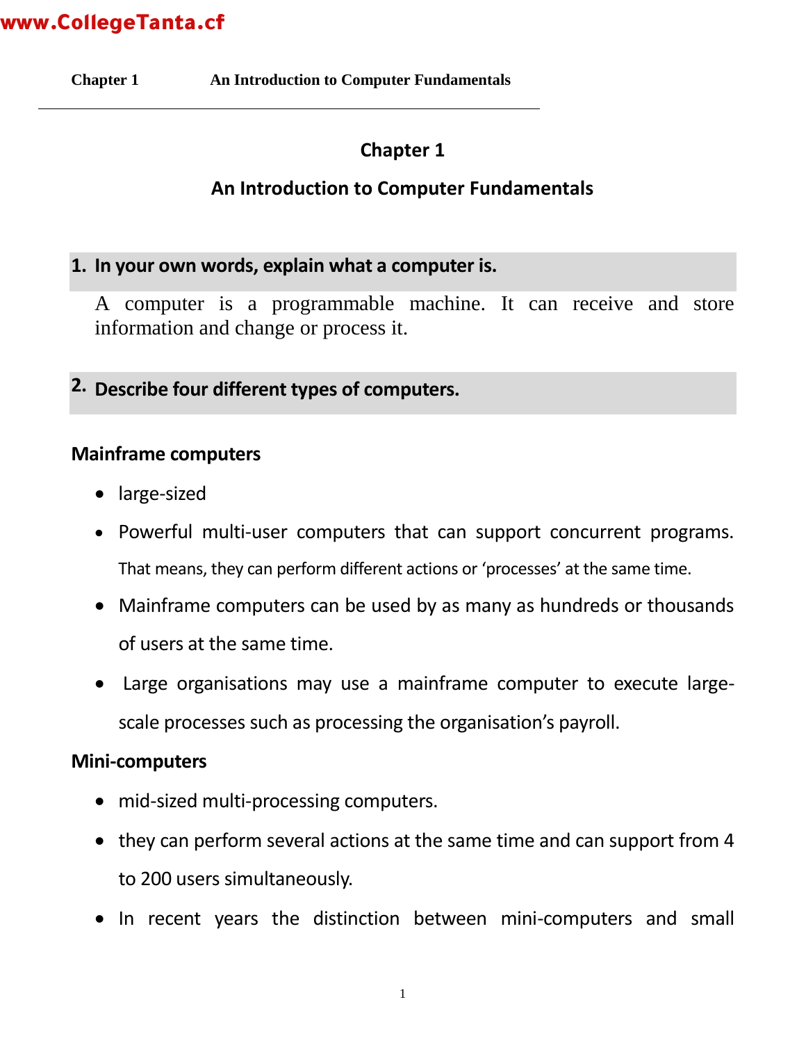# Chapter 1

## An Introduction to Computer Fundamentals

### 1. In your own words, explain what a computer is.

A computer is a programmable machine. It can receive and store information and change or process it.

### 2. Describe four different types of computers.

**Mainframe computers**

- large-sized
- Powerful multi-user computers that can support concurrent programs. That means, they can perform different actions or 'processes' at the same time.
- Mainframe computers can be used by as many as hundreds or thousands of users at the same time.
- Large organisations may use a mainframe computer to execute large-scale processes such as processing the organisation's payroll.

**Mini-computers**

- mid-sized multi-processing computers.
- they can perform several actions at the same time and can support from 4 to 200 users simultaneously.
- In recent years the distinction between mini-computers and small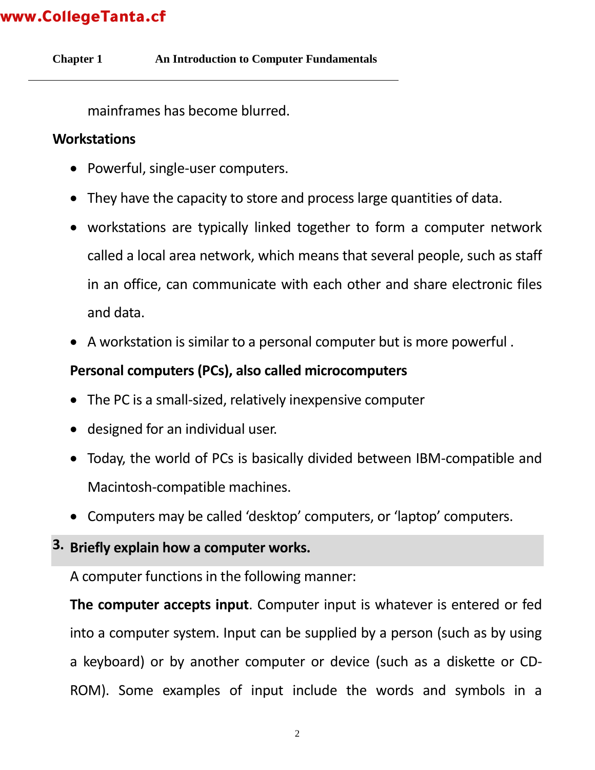mainframes has become blurred.

**Workstations**

- Powerful, single-user computers.
- They have the capacity to store and process large quantities of data.
- workstations are typically linked together to form a computer network called a local area network, which means that several people, such as staff in an office, can communicate with each other and share electronic files and data.
- A workstation is similar to a personal computer but is more powerful .

**Personal computers (PCs), also called microcomputers**

- The PC is a small-sized, relatively inexpensive computer
- designed for an individual user.
- Today, the world of PCs is basically divided between IBM-compatible and Macintosh-compatible machines.
- Computers may be called 'desktop' computers, or 'laptop' computers.

## 3. Briefly explain how a computer works.

A computer functions in the following manner:

**The computer accepts input**. Computer input is whatever is entered or fed into a computer system. Input can be supplied by a person (such as by using a keyboard) or by another computer or device (such as a diskette or CD-ROM). Some examples of input include the words and symbols in a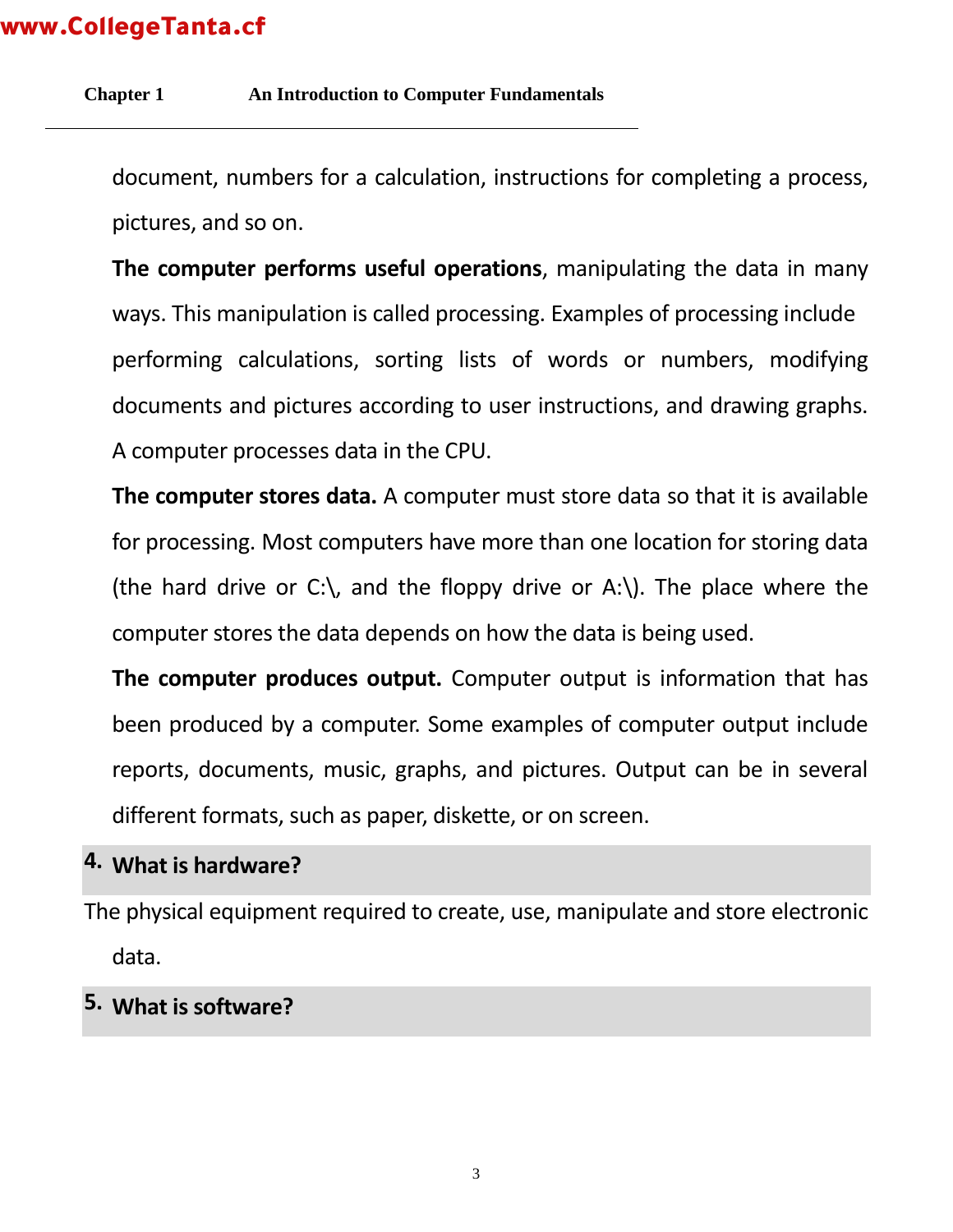document, numbers for a calculation, instructions for completing a process, pictures, and so on.

**The computer performs useful operations**, manipulating the data in many ways. This manipulation is called processing. Examples of processing include performing calculations, sorting lists of words or numbers, modifying documents and pictures according to user instructions, and drawing graphs. A computer processes data in the CPU.

**The computer stores data.** A computer must store data so that it is available for processing. Most computers have more than one location for storing data (the hard drive or C:\, and the floppy drive or A:\). The place where the computer stores the data depends on how the data is being used.

**The computer produces output.** Computer output is information that has been produced by a computer. Some examples of computer output include reports, documents, music, graphs, and pictures. Output can be in several different formats, such as paper, diskette, or on screen.

## 4. What is hardware?

The physical equipment required to create, use, manipulate and store electronic data.

## 5. What is software?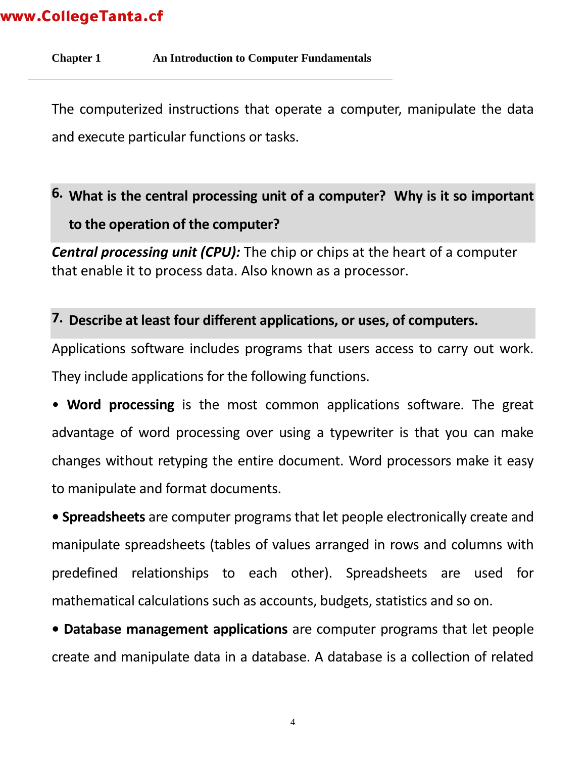The computerized instructions that operate a computer, manipulate the data and execute particular functions or tasks.

### 6. What is the central processing unit of a computer? Why is it so important to the operation of the computer?

***Central processing unit (CPU):*** The chip or chips at the heart of a computer that enable it to process data. Also known as a processor.

### 7. Describe at least four different applications, or uses, of computers.

Applications software includes programs that users access to carry out work. They include applications for the following functions.

- **Word processing** is the most common applications software. The great advantage of word processing over using a typewriter is that you can make changes without retyping the entire document. Word processors make it easy to manipulate and format documents.
- **Spreadsheets** are computer programs that let people electronically create and manipulate spreadsheets (tables of values arranged in rows and columns with predefined relationships to each other). Spreadsheets are used for mathematical calculations such as accounts, budgets, statistics and so on.
- **Database management applications** are computer programs that let people create and manipulate data in a database. A database is a collection of related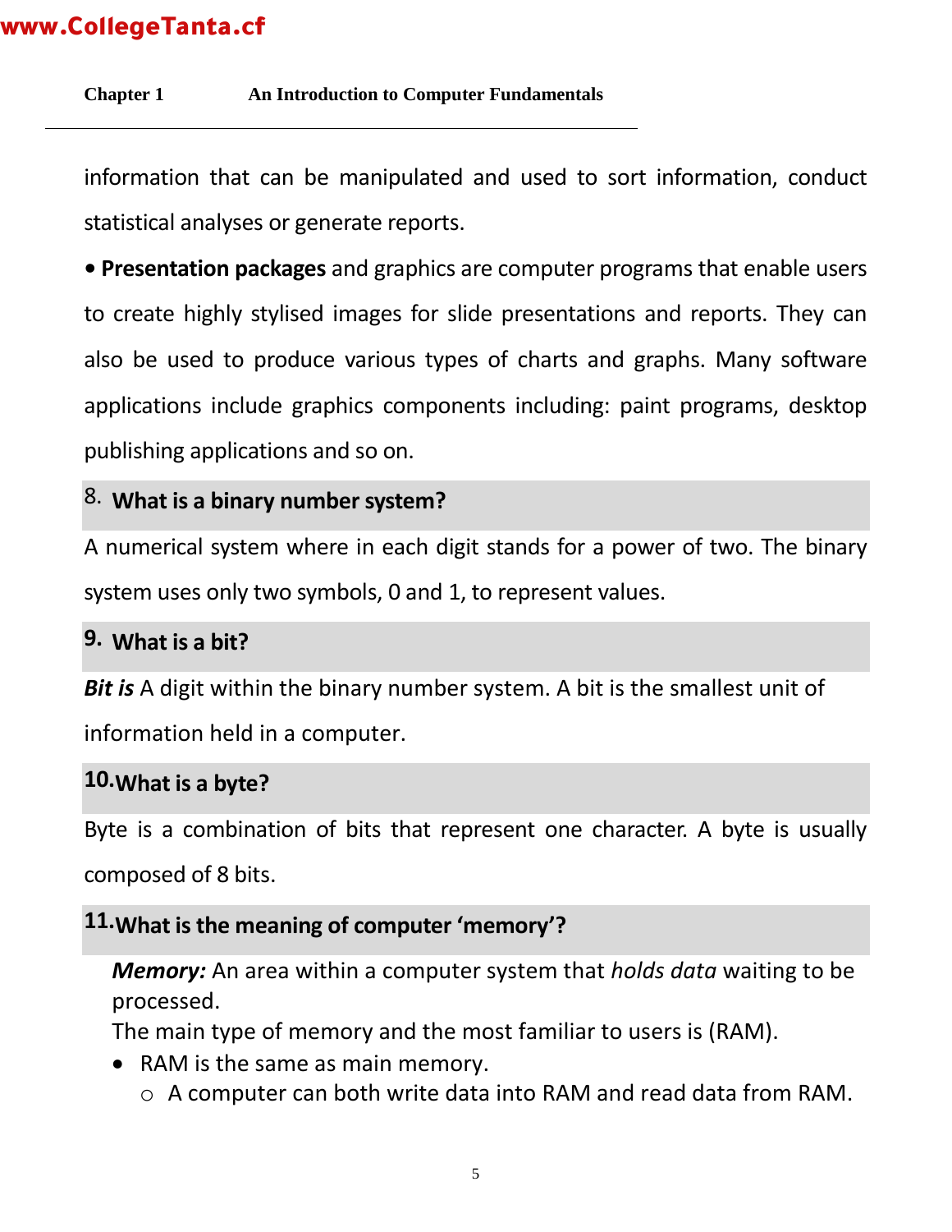information that can be manipulated and used to sort information, conduct statistical analyses or generate reports.

• **Presentation packages** and graphics are computer programs that enable users to create highly stylised images for slide presentations and reports. They can also be used to produce various types of charts and graphs. Many software applications include graphics components including: paint programs, desktop publishing applications and so on.

### 8. What is a binary number system?

A numerical system where in each digit stands for a power of two. The binary system uses only two symbols, 0 and 1, to represent values.

### 9. What is a bit?

***Bit is*** A digit within the binary number system. A bit is the smallest unit of information held in a computer.

### 10. What is a byte?

Byte is a combination of bits that represent one character. A byte is usually composed of 8 bits.

### 11. What is the meaning of computer 'memory'?

***Memory:*** An area within a computer system that *holds data* waiting to be processed.

The main type of memory and the most familiar to users is (RAM).

- RAM is the same as main memory.
  - A computer can both write data into RAM and read data from RAM.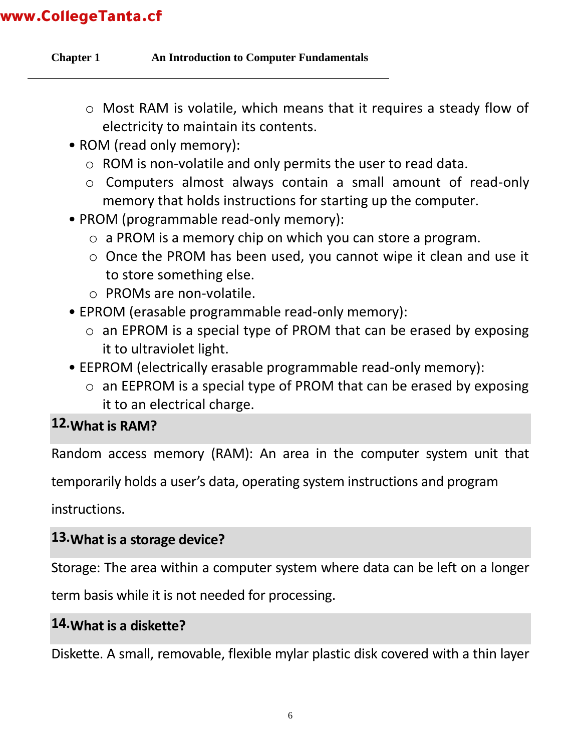- Most RAM is volatile, which means that it requires a steady flow of electricity to maintain its contents.
- ROM (read only memory):
  - ROM is non-volatile and only permits the user to read data.
  - Computers almost always contain a small amount of read-only memory that holds instructions for starting up the computer.
- PROM (programmable read-only memory):
  - a PROM is a memory chip on which you can store a program.
  - Once the PROM has been used, you cannot wipe it clean and use it to store something else.
  - PROMs are non-volatile.
- EPROM (erasable programmable read-only memory):
  - an EPROM is a special type of PROM that can be erased by exposing it to ultraviolet light.
- EEPROM (electrically erasable programmable read-only memory):
  - an EEPROM is a special type of PROM that can be erased by exposing it to an electrical charge.

### 12. What is RAM?

Random access memory (RAM): An area in the computer system unit that temporarily holds a user's data, operating system instructions and program instructions.

### 13. What is a storage device?

Storage: The area within a computer system where data can be left on a longer term basis while it is not needed for processing.

### 14. What is a diskette?

Diskette. A small, removable, flexible mylar plastic disk covered with a thin layer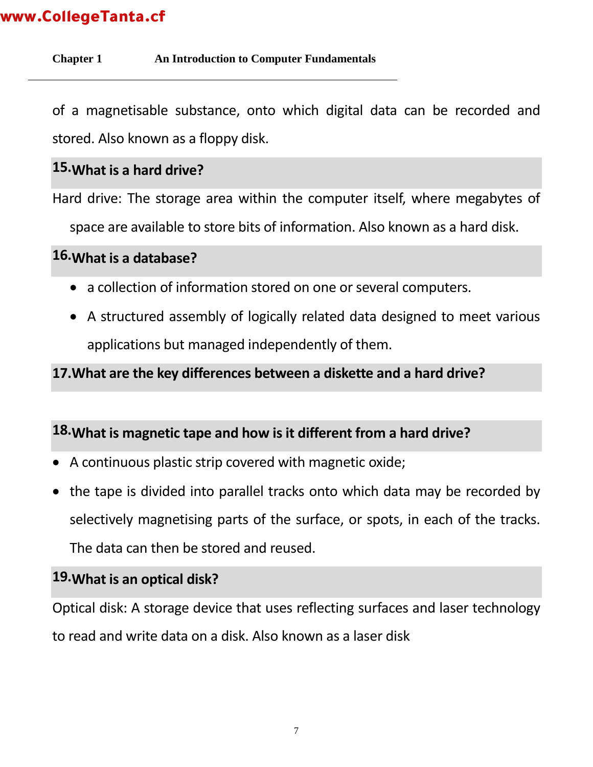of a magnetisable substance, onto which digital data can be recorded and stored. Also known as a floppy disk.

### 15. What is a hard drive?

Hard drive: The storage area within the computer itself, where megabytes of space are available to store bits of information. Also known as a hard disk.

### 16. What is a database?

- a collection of information stored on one or several computers.
- A structured assembly of logically related data designed to meet various applications but managed independently of them.

### 17. What are the key differences between a diskette and a hard drive?

### 18. What is magnetic tape and how is it different from a hard drive?

- A continuous plastic strip covered with magnetic oxide;
- the tape is divided into parallel tracks onto which data may be recorded by selectively magnetising parts of the surface, or spots, in each of the tracks. The data can then be stored and reused.

### 19. What is an optical disk?

Optical disk: A storage device that uses reflecting surfaces and laser technology to read and write data on a disk. Also known as a laser disk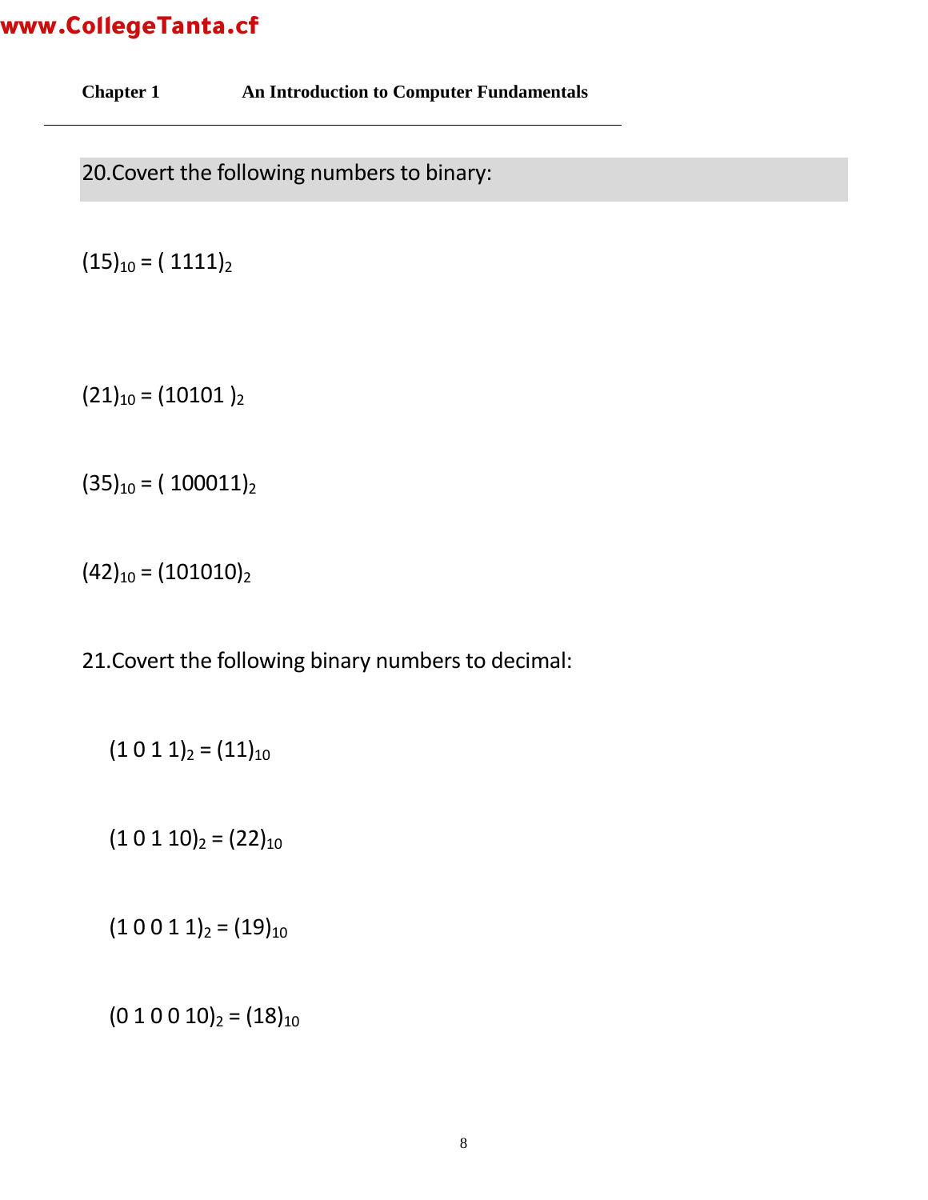20.Covert the following numbers to binary:

$(15)_{10} = (1111)_2$

$(21)_{10} = (10101)_2$

$(35)_{10} = (100011)_2$

$(42)_{10} = (101010)_2$

21.Covert the following binary numbers to decimal:

$(1\ 0\ 1\ 1)_2 = (11)_{10}$

$(1\ 0\ 1\ 10)_2 = (22)_{10}$

$(1\ 0\ 0\ 1\ 1)_2 = (19)_{10}$

$(0\ 1\ 0\ 0\ 10)_2 = (18)_{10}$